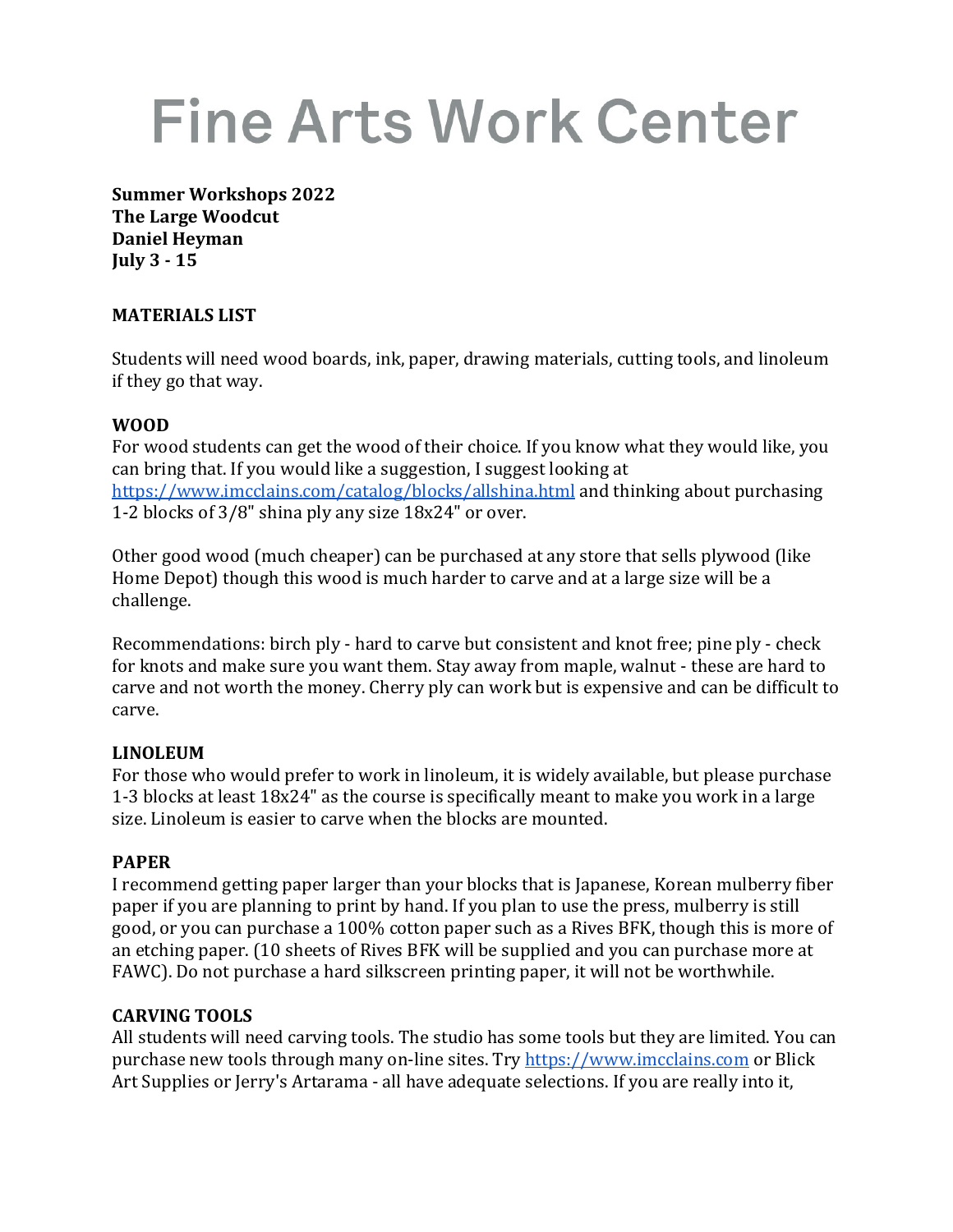# Fine Arts Work Center

**Summer Workshops 2022**
**The Large Woodcut**
**Daniel Heyman**
**July 3 - 15**

## MATERIALS LIST

Students will need wood boards, ink, paper, drawing materials, cutting tools, and linoleum if they go that way.

### WOOD

For wood students can get the wood of their choice. If you know what they would like, you can bring that. If you would like a suggestion, I suggest looking at [https://www.imcclains.com/catalog/blocks/allshina.html](https://www.imcclains.com/catalog/blocks/allshina.html) and thinking about purchasing 1-2 blocks of 3/8" shina ply any size 18x24" or over.

Other good wood (much cheaper) can be purchased at any store that sells plywood (like Home Depot) though this wood is much harder to carve and at a large size will be a challenge.

Recommendations: birch ply - hard to carve but consistent and knot free; pine ply - check for knots and make sure you want them. Stay away from maple, walnut - these are hard to carve and not worth the money. Cherry ply can work but is expensive and can be difficult to carve.

### LINOLEUM

For those who would prefer to work in linoleum, it is widely available, but please purchase 1-3 blocks at least 18x24" as the course is specifically meant to make you work in a large size. Linoleum is easier to carve when the blocks are mounted.

### PAPER

I recommend getting paper larger than your blocks that is Japanese, Korean mulberry fiber paper if you are planning to print by hand. If you plan to use the press, mulberry is still good, or you can purchase a 100% cotton paper such as a Rives BFK, though this is more of an etching paper. (10 sheets of Rives BFK will be supplied and you can purchase more at FAWC). Do not purchase a hard silkscreen printing paper, it will not be worthwhile.

### CARVING TOOLS

All students will need carving tools. The studio has some tools but they are limited. You can purchase new tools through many on-line sites. Try [https://www.imcclains.com](https://www.imcclains.com) or Blick Art Supplies or Jerry's Artarama - all have adequate selections. If you are really into it,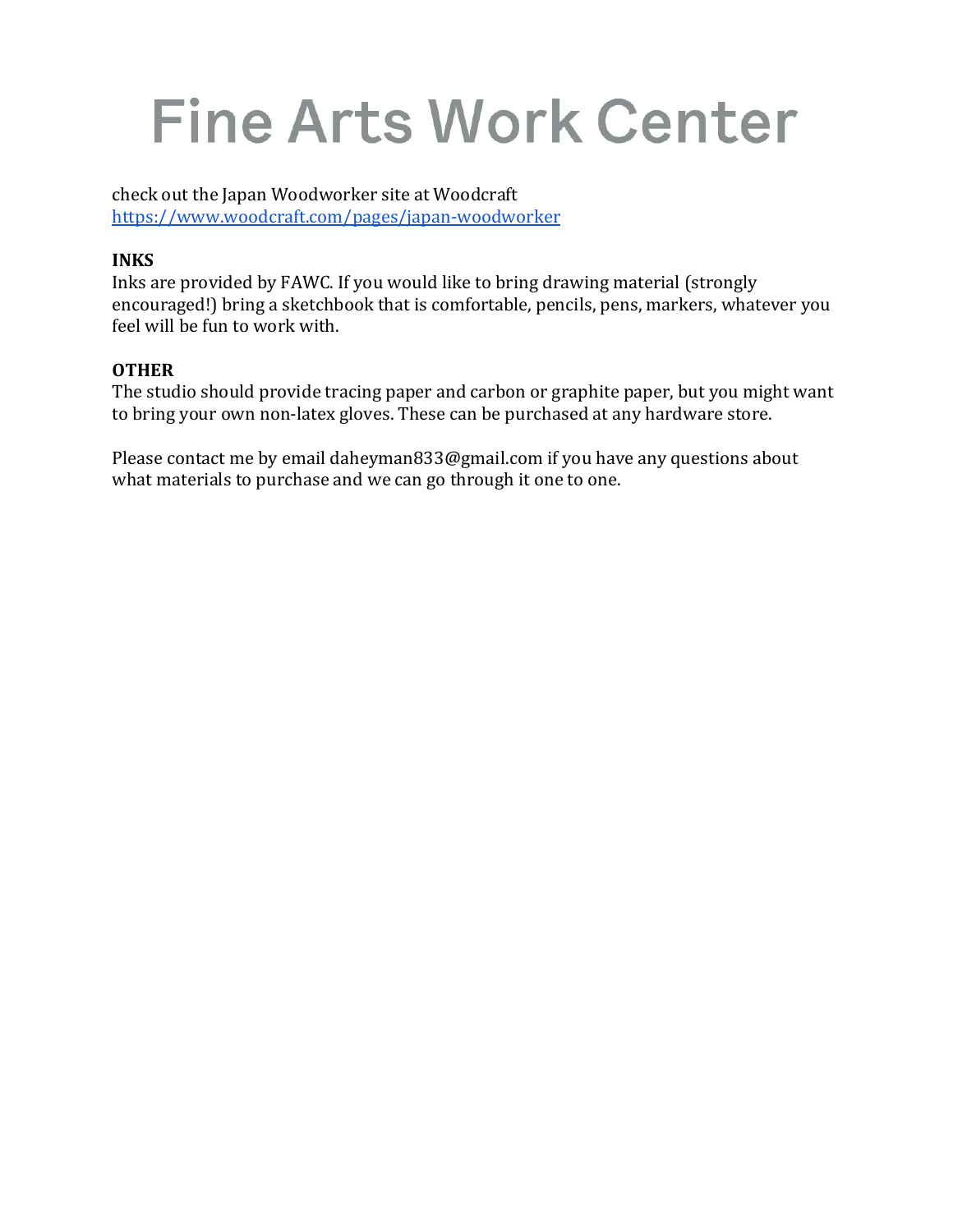# Fine Arts Work Center

check out the Japan Woodworker site at Woodcraft
https://www.woodcraft.com/pages/japan-woodworker

**INKS**
Inks are provided by FAWC. If you would like to bring drawing material (strongly encouraged!) bring a sketchbook that is comfortable, pencils, pens, markers, whatever you feel will be fun to work with.

**OTHER**
The studio should provide tracing paper and carbon or graphite paper, but you might want to bring your own non-latex gloves. These can be purchased at any hardware store.

Please contact me by email daheyman833@gmail.com if you have any questions about what materials to purchase and we can go through it one to one.